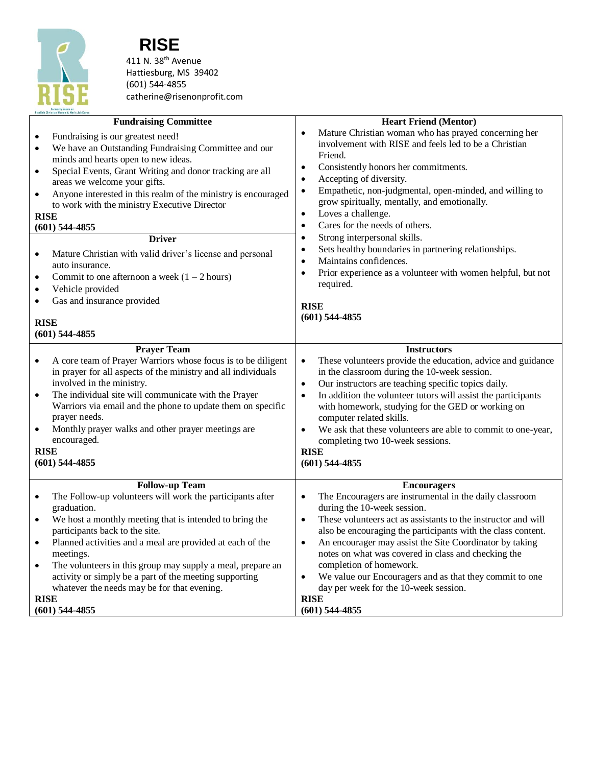# RISE

411 N. 38th Avenue
Hattiesburg, MS 39402
(601) 544-4855
catherine@risenonprofit.com

### Fundraising Committee

- Fundraising is our greatest need!
- We have an Outstanding Fundraising Committee and our minds and hearts open to new ideas.
- Special Events, Grant Writing and donor tracking are all areas we welcome your gifts.
- Anyone interested in this realm of the ministry is encouraged to work with the ministry Executive Director

**RISE**
**(601) 544-4855**

### Driver

- Mature Christian with valid driver's license and personal auto insurance.
- Commit to one afternoon a week (1 – 2 hours)
- Vehicle provided
- Gas and insurance provided

**RISE**
**(601) 544-4855**

### Heart Friend (Mentor)

- Mature Christian woman who has prayed concerning her involvement with RISE and feels led to be a Christian Friend.
- Consistently honors her commitments.
- Accepting of diversity.
- Empathetic, non-judgmental, open-minded, and willing to grow spiritually, mentally, and emotionally.
- Loves a challenge.
- Cares for the needs of others.
- Strong interpersonal skills.
- Sets healthy boundaries in partnering relationships.
- Maintains confidences.
- Prior experience as a volunteer with women helpful, but not required.

**RISE**
**(601) 544-4855**

### Prayer Team

- A core team of Prayer Warriors whose focus is to be diligent in prayer for all aspects of the ministry and all individuals involved in the ministry.
- The individual site will communicate with the Prayer Warriors via email and the phone to update them on specific prayer needs.
- Monthly prayer walks and other prayer meetings are encouraged.

**RISE**
**(601) 544-4855**

### Instructors

- These volunteers provide the education, advice and guidance in the classroom during the 10-week session.
- Our instructors are teaching specific topics daily.
- In addition the volunteer tutors will assist the participants with homework, studying for the GED or working on computer related skills.
- We ask that these volunteers are able to commit to one-year, completing two 10-week sessions.

**RISE**
**(601) 544-4855**

### Follow-up Team

- The Follow-up volunteers will work the participants after graduation.
- We host a monthly meeting that is intended to bring the participants back to the site.
- Planned activities and a meal are provided at each of the meetings.
- The volunteers in this group may supply a meal, prepare an activity or simply be a part of the meeting supporting whatever the needs may be for that evening.

**RISE**
**(601) 544-4855**

### Encouragers

- The Encouragers are instrumental in the daily classroom during the 10-week session.
- These volunteers act as assistants to the instructor and will also be encouraging the participants with the class content.
- An encourager may assist the Site Coordinator by taking notes on what was covered in class and checking the completion of homework.
- We value our Encouragers and as that they commit to one day per week for the 10-week session.

**RISE**
**(601) 544-4855**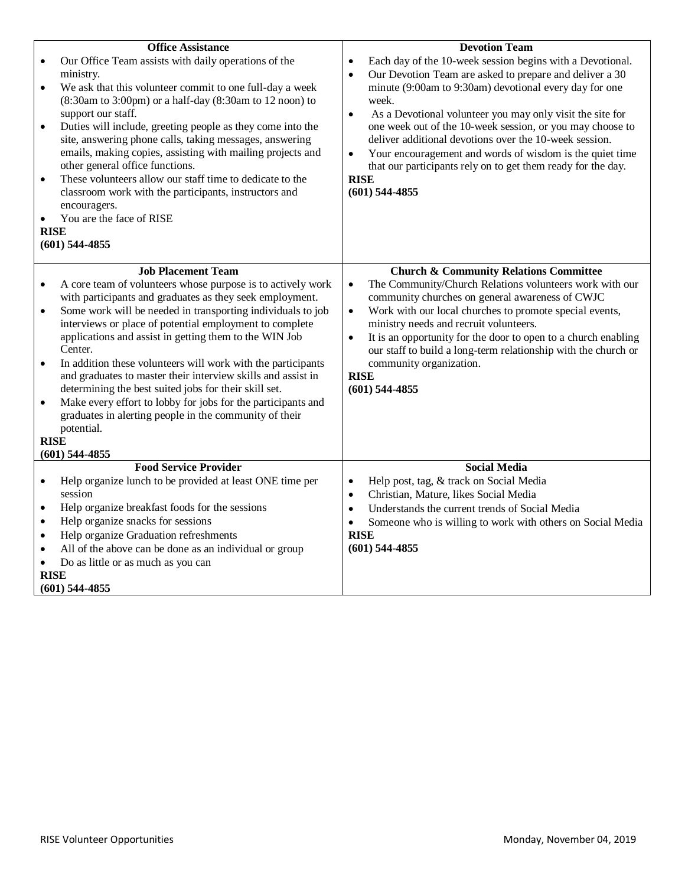### Office Assistance

- Our Office Team assists with daily operations of the ministry.
- We ask that this volunteer commit to one full-day a week (8:30am to 3:00pm) or a half-day (8:30am to 12 noon) to support our staff.
- Duties will include, greeting people as they come into the site, answering phone calls, taking messages, answering emails, making copies, assisting with mailing projects and other general office functions.
- These volunteers allow our staff time to dedicate to the classroom work with the participants, instructors and encouragers.
- You are the face of RISE

**RISE**
**(601) 544-4855**

### Devotion Team

- Each day of the 10-week session begins with a Devotional.
- Our Devotion Team are asked to prepare and deliver a 30 minute (9:00am to 9:30am) devotional every day for one week.
- As a Devotional volunteer you may only visit the site for one week out of the 10-week session, or you may choose to deliver additional devotions over the 10-week session.
- Your encouragement and words of wisdom is the quiet time that our participants rely on to get them ready for the day.

**RISE**
**(601) 544-4855**

### Job Placement Team

- A core team of volunteers whose purpose is to actively work with participants and graduates as they seek employment.
- Some work will be needed in transporting individuals to job interviews or place of potential employment to complete applications and assist in getting them to the WIN Job Center.
- In addition these volunteers will work with the participants and graduates to master their interview skills and assist in determining the best suited jobs for their skill set.
- Make every effort to lobby for jobs for the participants and graduates in alerting people in the community of their potential.

**RISE**
**(601) 544-4855**

### Church & Community Relations Committee

- The Community/Church Relations volunteers work with our community churches on general awareness of CWJC
- Work with our local churches to promote special events, ministry needs and recruit volunteers.
- It is an opportunity for the door to open to a church enabling our staff to build a long-term relationship with the church or community organization.

**RISE**
**(601) 544-4855**

### Food Service Provider

- Help organize lunch to be provided at least ONE time per session
- Help organize breakfast foods for the sessions
- Help organize snacks for sessions
- Help organize Graduation refreshments
- All of the above can be done as an individual or group
- Do as little or as much as you can

**RISE**
**(601) 544-4855**

### Social Media

- Help post, tag, & track on Social Media
- Christian, Mature, likes Social Media
- Understands the current trends of Social Media
- Someone who is willing to work with others on Social Media

**RISE**
**(601) 544-4855**